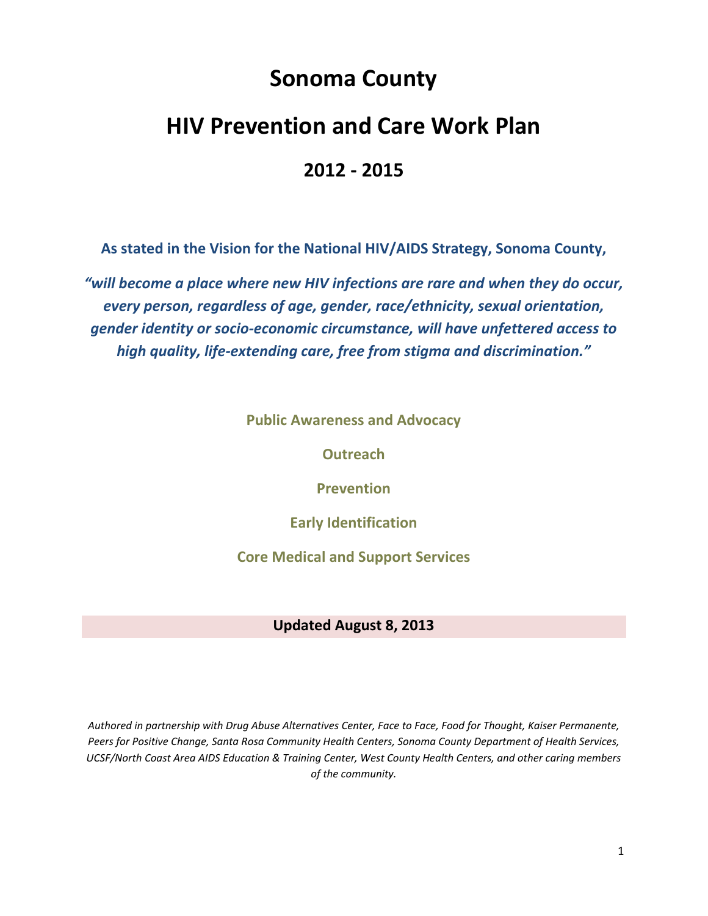# Sonoma County

# HIV Prevention and Care Work Plan

## 2012 - 2015

**As stated in the Vision for the National HIV/AIDS Strategy, Sonoma County,**

***"will become a place where new HIV infections are rare and when they do occur, every person, regardless of age, gender, race/ethnicity, sexual orientation, gender identity or socio-economic circumstance, will have unfettered access to high quality, life-extending care, free from stigma and discrimination."***

**Public Awareness and Advocacy**

**Outreach**

**Prevention**

**Early Identification**

**Core Medical and Support Services**

**Updated August 8, 2013**

*Authored in partnership with Drug Abuse Alternatives Center, Face to Face, Food for Thought, Kaiser Permanente, Peers for Positive Change, Santa Rosa Community Health Centers, Sonoma County Department of Health Services, UCSF/North Coast Area AIDS Education & Training Center, West County Health Centers, and other caring members of the community.*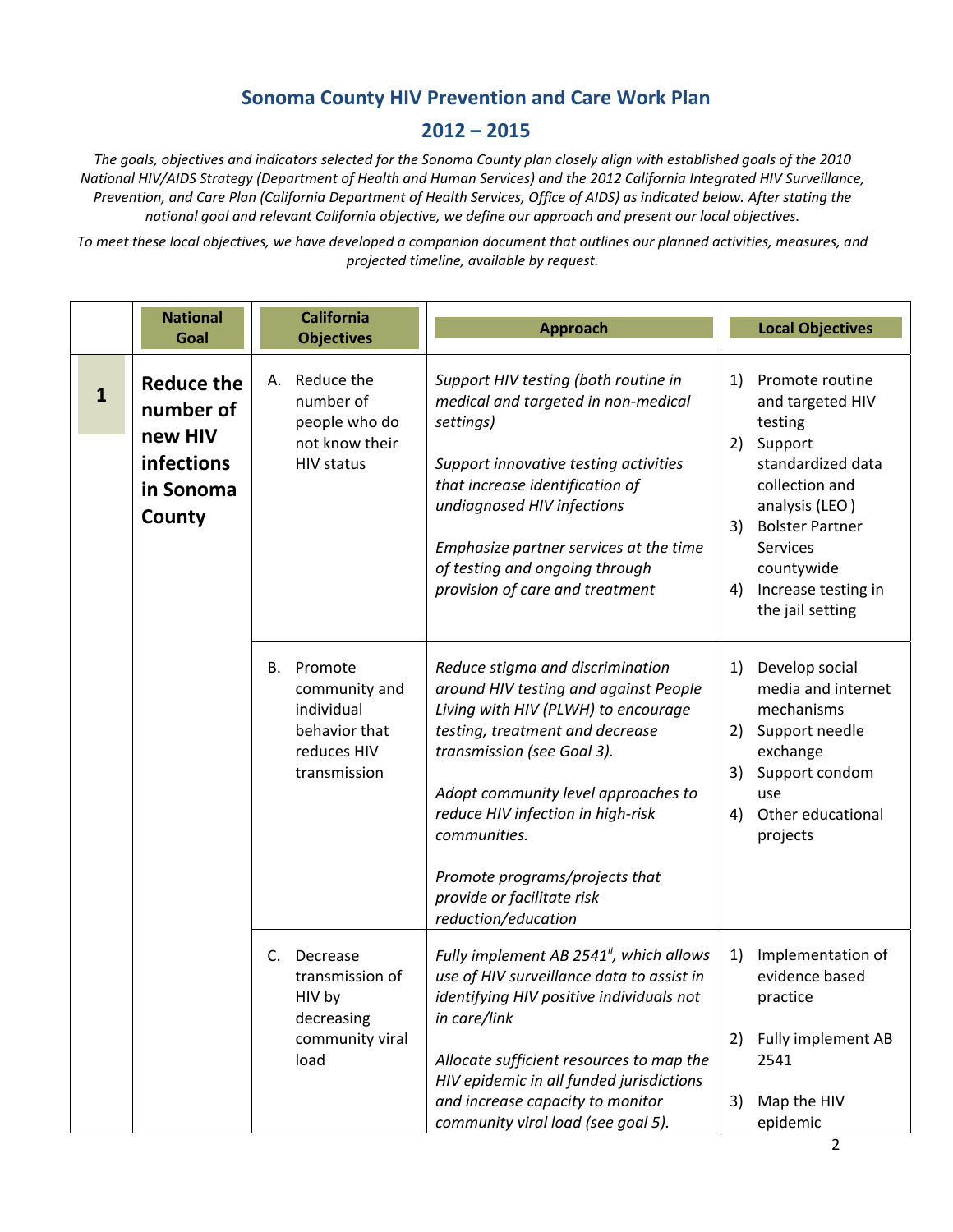# Sonoma County HIV Prevention and Care Work Plan

## 2012 – 2015

*The goals, objectives and indicators selected for the Sonoma County plan closely align with established goals of the 2010 National HIV/AIDS Strategy (Department of Health and Human Services) and the 2012 California Integrated HIV Surveillance, Prevention, and Care Plan (California Department of Health Services, Office of AIDS) as indicated below. After stating the national goal and relevant California objective, we define our approach and present our local objectives.*

*To meet these local objectives, we have developed a companion document that outlines our planned activities, measures, and projected timeline, available by request.*

| | National Goal | California Objectives | Approach | Local Objectives |
|---|---|---|---|---|
| **1** | **Reduce the number of new HIV infections in Sonoma County** | A. Reduce the number of people who do not know their HIV status | *Support HIV testing (both routine in medical and targeted in non-medical settings)*<br><br>*Support innovative testing activities that increase identification of undiagnosed HIV infections*<br><br>*Emphasize partner services at the time of testing and ongoing through provision of care and treatment* | 1) Promote routine and targeted HIV testing<br>2) Support standardized data collection and analysis (LEO[i])<br>3) Bolster Partner Services countywide<br>4) Increase testing in the jail setting |
| | | B. Promote community and individual behavior that reduces HIV transmission | *Reduce stigma and discrimination around HIV testing and against People Living with HIV (PLWH) to encourage testing, treatment and decrease transmission (see Goal 3).*<br><br>*Adopt community level approaches to reduce HIV infection in high-risk communities.*<br><br>*Promote programs/projects that provide or facilitate risk reduction/education* | 1) Develop social media and internet mechanisms<br>2) Support needle exchange<br>3) Support condom use<br>4) Other educational projects |
| | | C. Decrease transmission of HIV by decreasing community viral load | *Fully implement AB 2541[ii], which allows use of HIV surveillance data to assist in identifying HIV positive individuals not in care/link*<br><br>*Allocate sufficient resources to map the HIV epidemic in all funded jurisdictions and increase capacity to monitor community viral load (see goal 5).* | 1) Implementation of evidence based practice<br>2) Fully implement AB 2541<br>3) Map the HIV epidemic |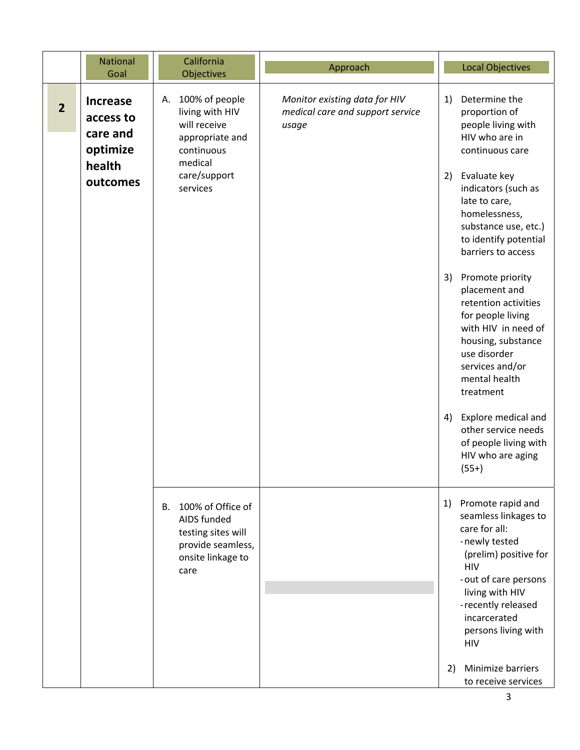| | National Goal | California Objectives | Approach | Local Objectives |
|---|---|---|---|---|
| **2** | **Increase access to care and optimize health outcomes** | A. 100% of people living with HIV will receive appropriate and continuous medical care/support services | *Monitor existing data for HIV medical care and support service usage* | 1) Determine the proportion of people living with HIV who are in continuous care<br><br>2) Evaluate key indicators (such as late to care, homelessness, substance use, etc.) to identify potential barriers to access<br><br>3) Promote priority placement and retention activities for people living with HIV in need of housing, substance use disorder services and/or mental health treatment<br><br>4) Explore medical and other service needs of people living with HIV who are aging (55+) |
| | | B. 100% of Office of AIDS funded testing sites will provide seamless, onsite linkage to care | | 1) Promote rapid and seamless linkages to care for all:<br>- newly tested (prelim) positive for HIV<br>- out of care persons living with HIV<br>- recently released incarcerated persons living with HIV<br><br>2) Minimize barriers to receive services |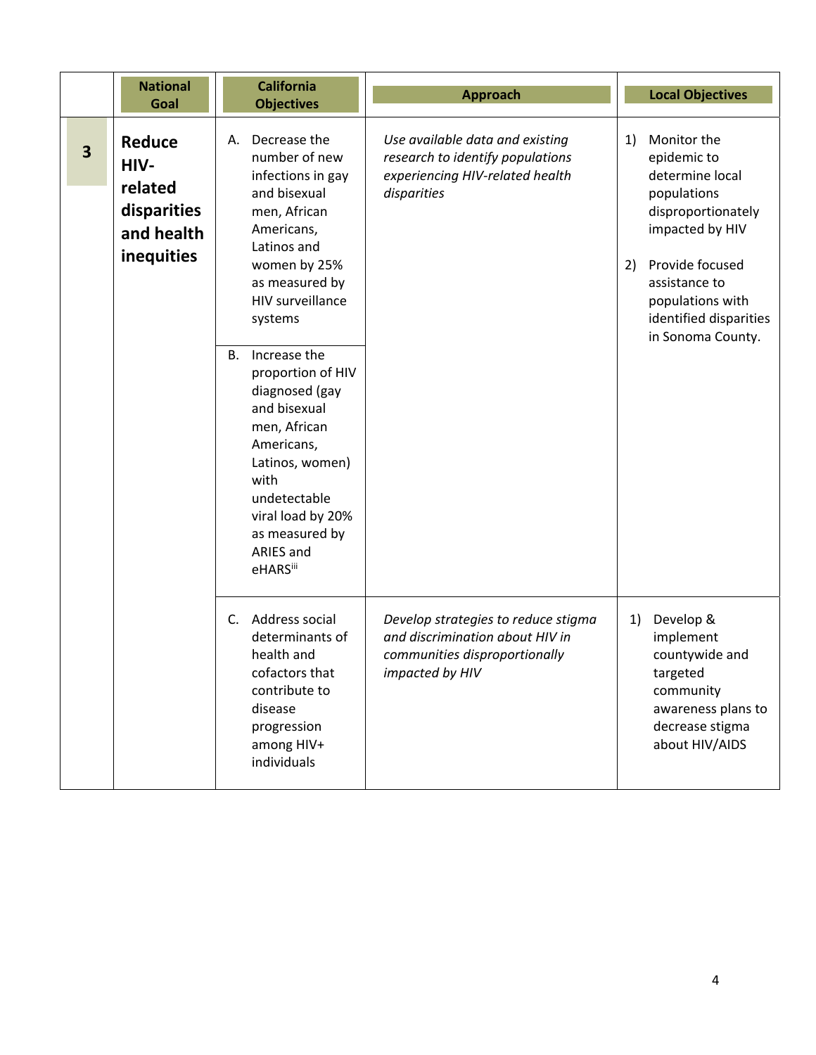| | National Goal | California Objectives | Approach | Local Objectives |
|---|---|---|---|---|
| **3** | **Reduce HIV-related disparities and health inequities** | A. Decrease the number of new infections in gay and bisexual men, African Americans, Latinos and women by 25% as measured by HIV surveillance systems | *Use available data and existing research to identify populations experiencing HIV-related health disparities* | 1) Monitor the epidemic to determine local populations disproportionately impacted by HIV<br><br>2) Provide focused assistance to populations with identified disparities in Sonoma County. |
| | | B. Increase the proportion of HIV diagnosed (gay and bisexual men, African Americans, Latinos, women) with undetectable viral load by 20% as measured by ARIES and eHARS[iii] | | |
| | | C. Address social determinants of health and cofactors that contribute to disease progression among HIV+ individuals | *Develop strategies to reduce stigma and discrimination about HIV in communities disproportionally impacted by HIV* | 1) Develop & implement countywide and targeted community awareness plans to decrease stigma about HIV/AIDS |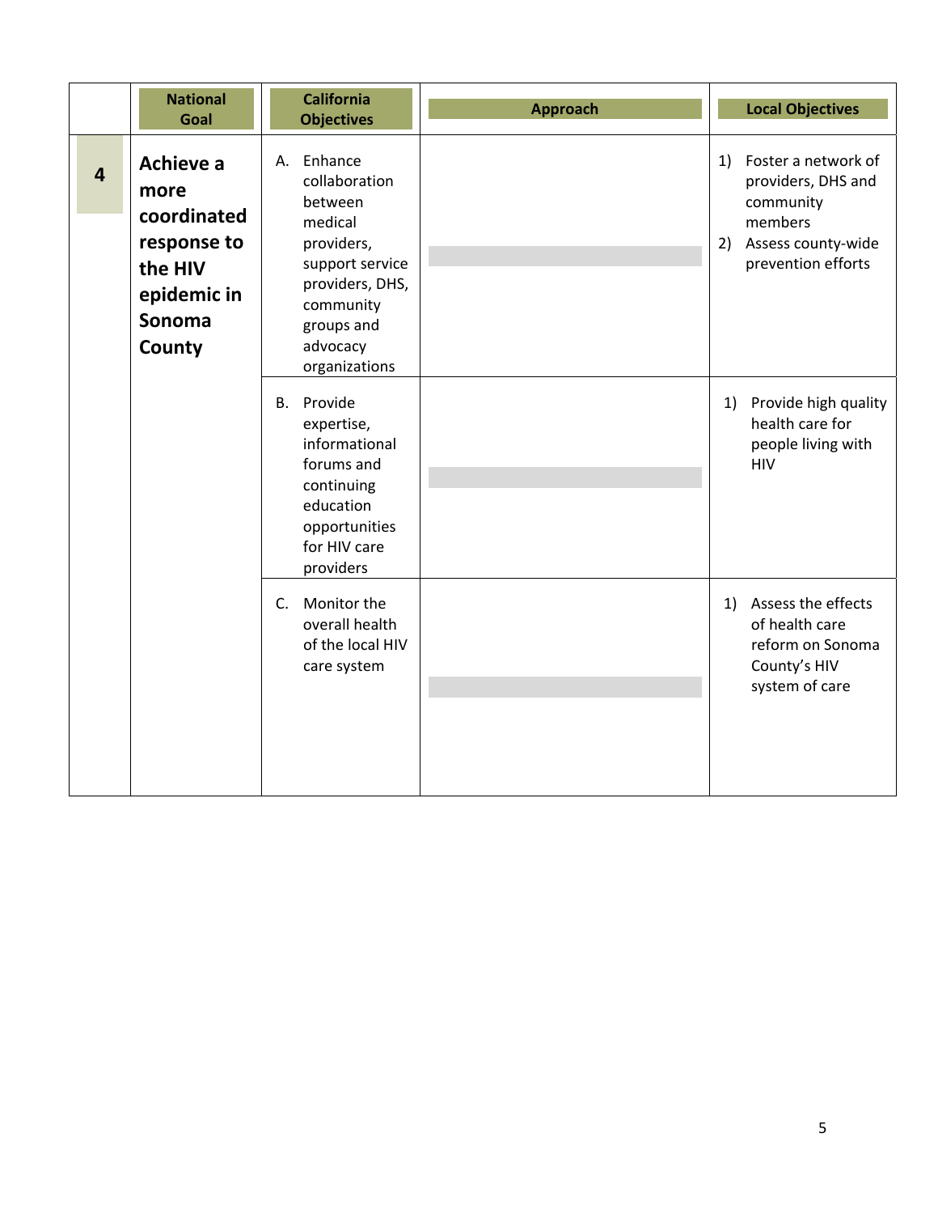| | National Goal | California Objectives | Approach | Local Objectives |
|---|---|---|---|---|
| **4** | **Achieve a more coordinated response to the HIV epidemic in Sonoma County** | A. Enhance collaboration between medical providers, support service providers, DHS, community groups and advocacy organizations | | 1) Foster a network of providers, DHS and community members<br>2) Assess county-wide prevention efforts |
| | | B. Provide expertise, informational forums and continuing education opportunities for HIV care providers | | 1) Provide high quality health care for people living with HIV |
| | | C. Monitor the overall health of the local HIV care system | | 1) Assess the effects of health care reform on Sonoma County's HIV system of care |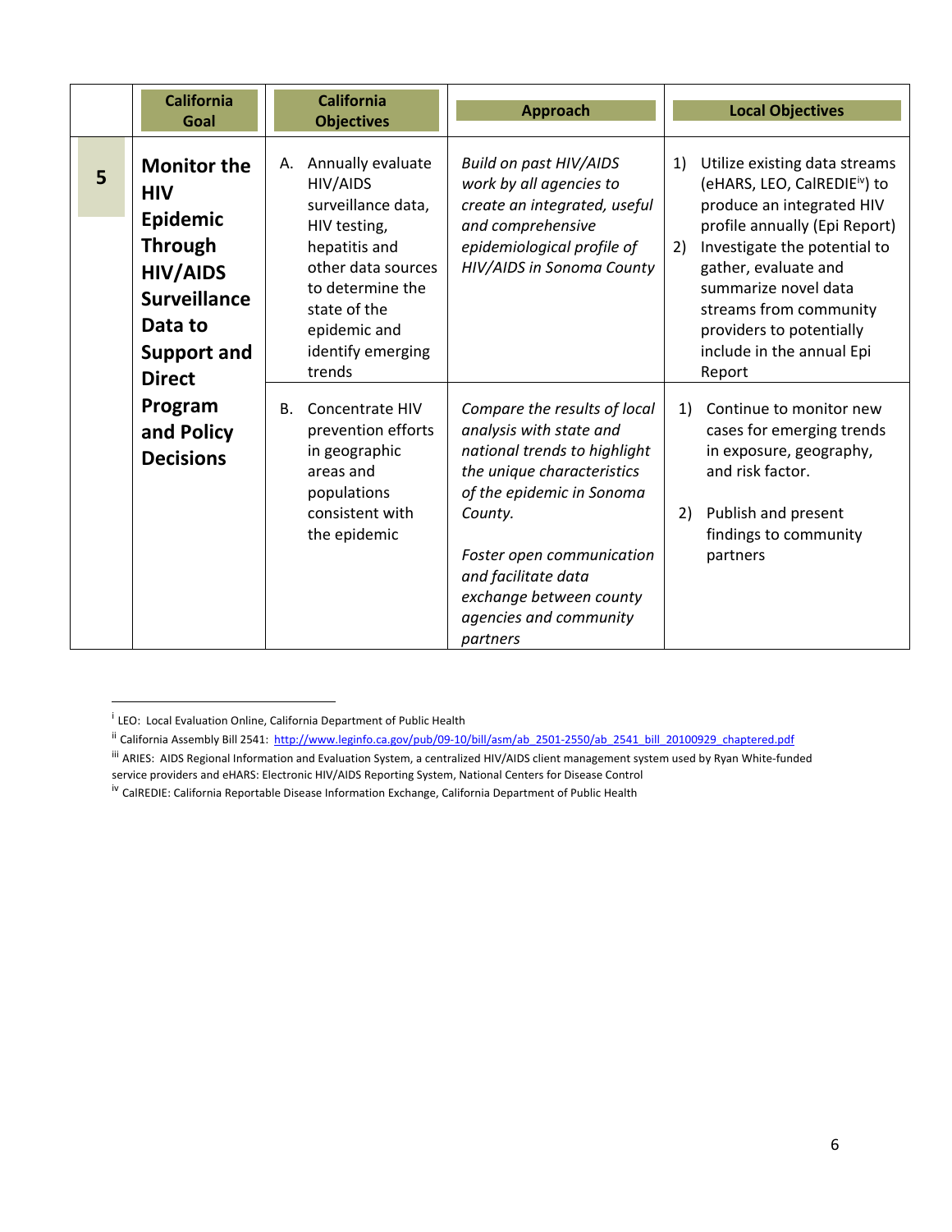| | California Goal | California Objectives | Approach | Local Objectives |
|---|---|---|---|---|
| **5** | **Monitor the HIV Epidemic Through HIV/AIDS Surveillance Data to Support and Direct Program and Policy Decisions** | A. Annually evaluate HIV/AIDS surveillance data, HIV testing, hepatitis and other data sources to determine the state of the epidemic and identify emerging trends | *Build on past HIV/AIDS work by all agencies to create an integrated, useful and comprehensive epidemiological profile of HIV/AIDS in Sonoma County* | 1) Utilize existing data streams (eHARS, LEO, CalREDIE[iv]) to produce an integrated HIV profile annually (Epi Report)<br>2) Investigate the potential to gather, evaluate and summarize novel data streams from community providers to potentially include in the annual Epi Report |
| | | B. Concentrate HIV prevention efforts in geographic areas and populations consistent with the epidemic | *Compare the results of local analysis with state and national trends to highlight the unique characteristics of the epidemic in Sonoma County.*<br><br>*Foster open communication and facilitate data exchange between county agencies and community partners* | 1) Continue to monitor new cases for emerging trends in exposure, geography, and risk factor.<br>2) Publish and present findings to community partners |

---

[i] LEO: Local Evaluation Online, California Department of Public Health

[ii] California Assembly Bill 2541: http://www.leginfo.ca.gov/pub/09-10/bill/asm/ab_2501-2550/ab_2541_bill_20100929_chaptered.pdf

[iii] ARIES: AIDS Regional Information and Evaluation System, a centralized HIV/AIDS client management system used by Ryan White-funded service providers and eHARS: Electronic HIV/AIDS Reporting System, National Centers for Disease Control

[iv] CalREDIE: California Reportable Disease Information Exchange, California Department of Public Health